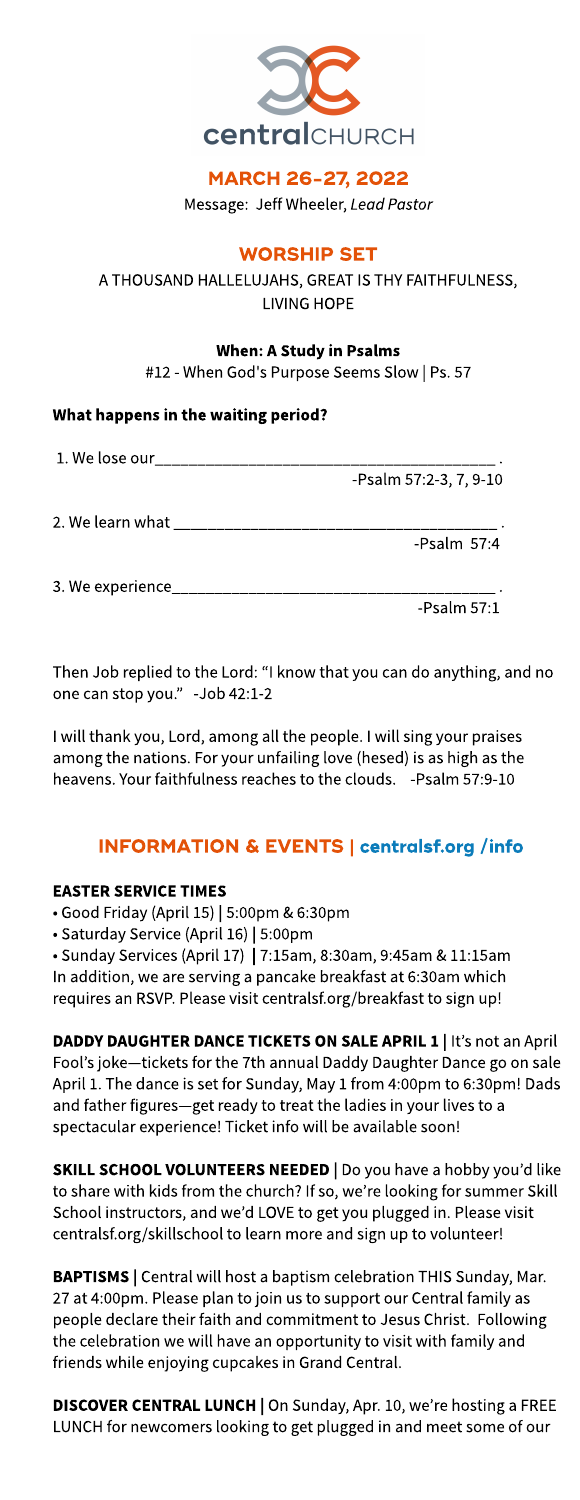centralCHURCH

## MARCH 26-27, 2022

Message: Jeff Wheeler, *Lead Pastor*

## WORSHIP SET

A THOUSAND HALLELUJAHS, GREAT IS THY FAITHFULNESS, LIVING HOPE

**When: A Study in Psalms**

#12 - When God's Purpose Seems Slow | Ps. 57

### What happens in the waiting period?

1. We lose our________________________________________ .
   -Psalm 57:2-3, 7, 9-10

2. We learn what ____________________________________ .
   -Psalm 57:4

3. We experience____________________________________ .
   -Psalm 57:1

Then Job replied to the Lord: "I know that you can do anything, and no one can stop you." -Job 42:1-2

I will thank you, Lord, among all the people. I will sing your praises among the nations. For your unfailing love (hesed) is as high as the heavens. Your faithfulness reaches to the clouds. -Psalm 57:9-10

## INFORMATION & EVENTS | centralsf.org /info

**EASTER SERVICE TIMES**

- Good Friday (April 15) | 5:00pm & 6:30pm
- Saturday Service (April 16) | 5:00pm
- Sunday Services (April 17) | 7:15am, 8:30am, 9:45am & 11:15am

In addition, we are serving a pancake breakfast at 6:30am which requires an RSVP. Please visit centralsf.org/breakfast to sign up!

**DADDY DAUGHTER DANCE TICKETS ON SALE APRIL 1** | It's not an April Fool's joke—tickets for the 7th annual Daddy Daughter Dance go on sale April 1. The dance is set for Sunday, May 1 from 4:00pm to 6:30pm! Dads and father figures—get ready to treat the ladies in your lives to a spectacular experience! Ticket info will be available soon!

**SKILL SCHOOL VOLUNTEERS NEEDED** | Do you have a hobby you'd like to share with kids from the church? If so, we're looking for summer Skill School instructors, and we'd LOVE to get you plugged in. Please visit centralsf.org/skillschool to learn more and sign up to volunteer!

**BAPTISMS** | Central will host a baptism celebration THIS Sunday, Mar. 27 at 4:00pm. Please plan to join us to support our Central family as people declare their faith and commitment to Jesus Christ. Following the celebration we will have an opportunity to visit with family and friends while enjoying cupcakes in Grand Central.

**DISCOVER CENTRAL LUNCH** | On Sunday, Apr. 10, we're hosting a FREE LUNCH for newcomers looking to get plugged in and meet some of our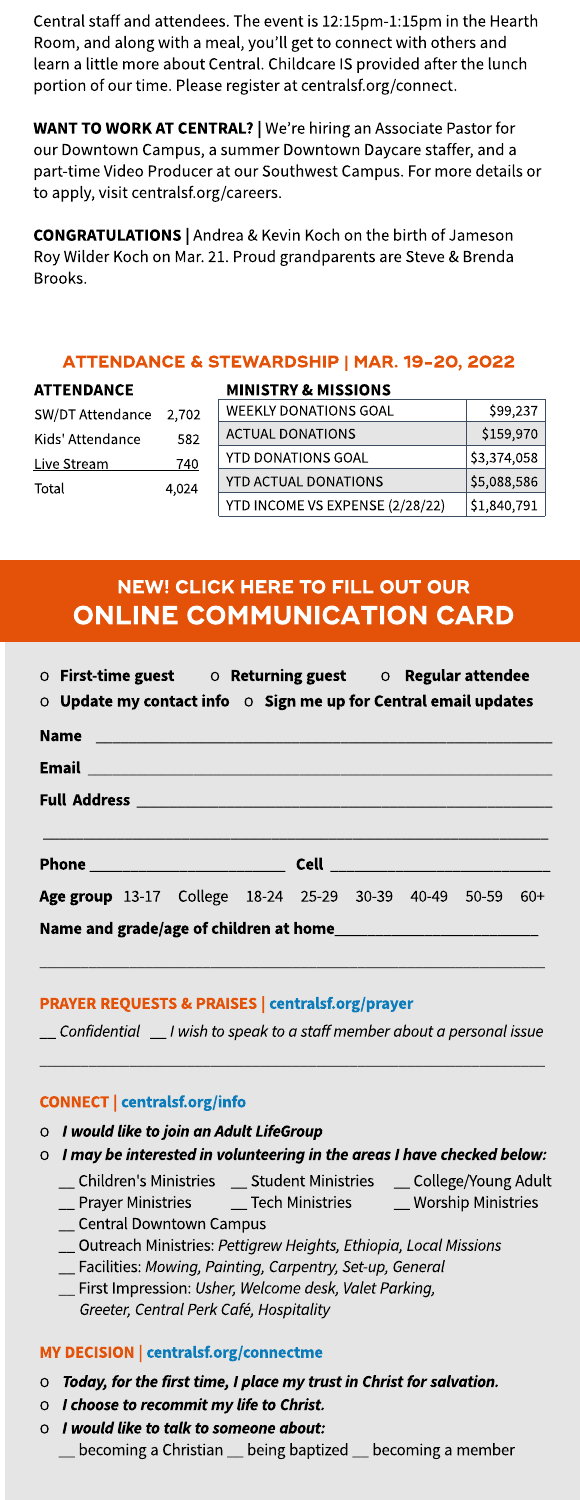Central staff and attendees. The event is 12:15pm-1:15pm in the Hearth Room, and along with a meal, you'll get to connect with others and learn a little more about Central. Childcare IS provided after the lunch portion of our time. Please register at centralsf.org/connect.

**WANT TO WORK AT CENTRAL? |** We're hiring an Associate Pastor for our Downtown Campus, a summer Downtown Daycare staffer, and a part-time Video Producer at our Southwest Campus. For more details or to apply, visit centralsf.org/careers.

**CONGRATULATIONS |** Andrea & Kevin Koch on the birth of Jameson Roy Wilder Koch on Mar. 21. Proud grandparents are Steve & Brenda Brooks.

## ATTENDANCE & STEWARDSHIP | MAR. 19-20, 2022

**ATTENDANCE**

| | |
|---|---|
| SW/DT Attendance | 2,702 |
| Kids' Attendance | 582 |
| Live Stream | 740 |
| Total | 4,024 |

**MINISTRY & MISSIONS**

| | |
|---|---|
| WEEKLY DONATIONS GOAL | $99,237 |
| ACTUAL DONATIONS | $159,970 |
| YTD DONATIONS GOAL | $3,374,058 |
| YTD ACTUAL DONATIONS | $5,088,586 |
| YTD INCOME VS EXPENSE (2/28/22) | $1,840,791 |

## NEW! CLICK HERE TO FILL OUT OUR ONLINE COMMUNICATION CARD

○ **First-time guest** ○ **Returning guest** ○ **Regular attendee**
○ **Update my contact info** ○ **Sign me up for Central email updates**

**Name** ______________________________

**Email** ______________________________

**Full Address** ______________________________

______________________________

**Phone** ______________ **Cell** ______________

**Age group** 13-17 College 18-24 25-29 30-39 40-49 50-59 60+

**Name and grade/age of children at home** ______________

______________________________

### PRAYER REQUESTS & PRAISES | centralsf.org/prayer

__ *Confidential* __ *I wish to speak to a staff member about a personal issue*

______________________________

### CONNECT | centralsf.org/info

○ ***I would like to join an Adult LifeGroup***

○ ***I may be interested in volunteering in the areas I have checked below:***

__ Children's Ministries __ Student Ministries __ College/Young Adult
__ Prayer Ministries __ Tech Ministries __ Worship Ministries
__ Central Downtown Campus
__ Outreach Ministries: *Pettigrew Heights, Ethiopia, Local Missions*
__ Facilities: *Mowing, Painting, Carpentry, Set-up, General*
__ First Impression: *Usher, Welcome desk, Valet Parking, Greeter, Central Perk Café, Hospitality*

### MY DECISION | centralsf.org/connectme

○ ***Today, for the first time, I place my trust in Christ for salvation.***

○ ***I choose to recommit my life to Christ.***

○ ***I would like to talk to someone about:***

__ becoming a Christian __ being baptized __ becoming a member